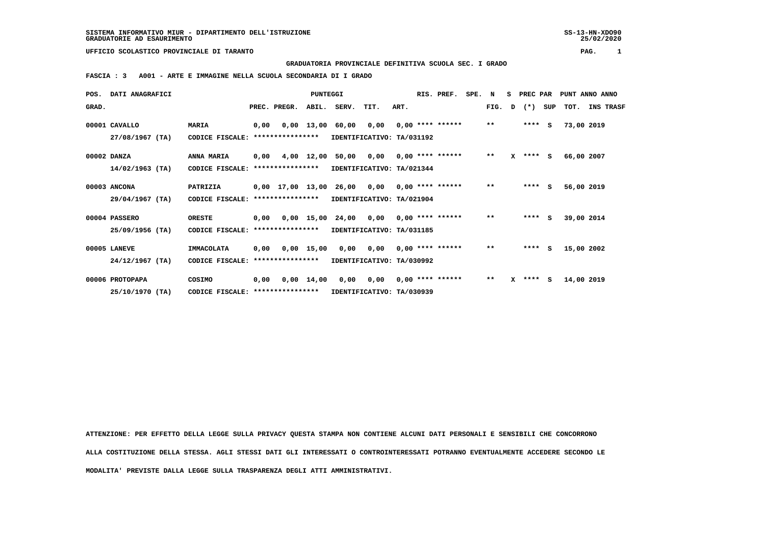SISTEMA INFORMATIVO MIUR - DIPARTIMENTO DELL'ISTRUZIONE
GRADUATORIE AD ESAURIMENTO

SS-13-HN-XDO90
25/02/2020

UFFICIO SCOLASTICO PROVINCIALE DI TARANTO

**GRADUATORIA PROVINCIALE DEFINITIVA SCUOLA SEC. I GRADO**

**FASCIA : 3 A001 - ARTE E IMMAGINE NELLA SCUOLA SECONDARIA DI I GRADO**

| POS. GRAD. | DATI ANAGRAFICI | | PREC. | PREGR. | ABIL. | SERV. | TIT. | ART. | RIS. PREF. | SPE. | N FIG. | S D | PREC PAR (*) | SUP | PUNT TOT. | ANNO INS TRASF |
|---|---|---|---|---|---|---|---|---|---|---|---|---|---|---|---|---|
| 00001 | CAVALLO 27/08/1967 (TA) | MARIA CODICE FISCALE: **************** IDENTIFICATIVO: TA/031192 | 0,00 | 0,00 | 13,00 | 60,00 | 0,00 | 0,00 | **** ****** | | ** | | **** | S | 73,00 | 2019 |
| 00002 | DANZA 14/02/1963 (TA) | ANNA MARIA CODICE FISCALE: **************** IDENTIFICATIVO: TA/021344 | 0,00 | 4,00 | 12,00 | 50,00 | 0,00 | 0,00 | **** ****** | | ** | X | **** | S | 66,00 | 2007 |
| 00003 | ANCONA 29/04/1967 (TA) | PATRIZIA CODICE FISCALE: **************** IDENTIFICATIVO: TA/021904 | 0,00 | 17,00 | 13,00 | 26,00 | 0,00 | 0,00 | **** ****** | | ** | | **** | S | 56,00 | 2019 |
| 00004 | PASSERO 25/09/1956 (TA) | ORESTE CODICE FISCALE: **************** IDENTIFICATIVO: TA/031185 | 0,00 | 0,00 | 15,00 | 24,00 | 0,00 | 0,00 | **** ****** | | ** | | **** | S | 39,00 | 2014 |
| 00005 | LANEVE 24/12/1967 (TA) | IMMACOLATA CODICE FISCALE: **************** IDENTIFICATIVO: TA/030992 | 0,00 | 0,00 | 15,00 | 0,00 | 0,00 | 0,00 | **** ****** | | ** | | **** | S | 15,00 | 2002 |
| 00006 | PROTOPAPA 25/10/1970 (TA) | COSIMO CODICE FISCALE: **************** IDENTIFICATIVO: TA/030939 | 0,00 | 0,00 | 14,00 | 0,00 | 0,00 | 0,00 | **** ****** | | ** | X | **** | S | 14,00 | 2019 |

ATTENZIONE: PER EFFETTO DELLA LEGGE SULLA PRIVACY QUESTA STAMPA NON CONTIENE ALCUNI DATI PERSONALI E SENSIBILI CHE CONCORRONO ALLA COSTITUZIONE DELLA STESSA. AGLI STESSI DATI GLI INTERESSATI O CONTROINTERESSATI POTRANNO EVENTUALMENTE ACCEDERE SECONDO LE MODALITA' PREVISTE DALLA LEGGE SULLA TRASPARENZA DEGLI ATTI AMMINISTRATIVI.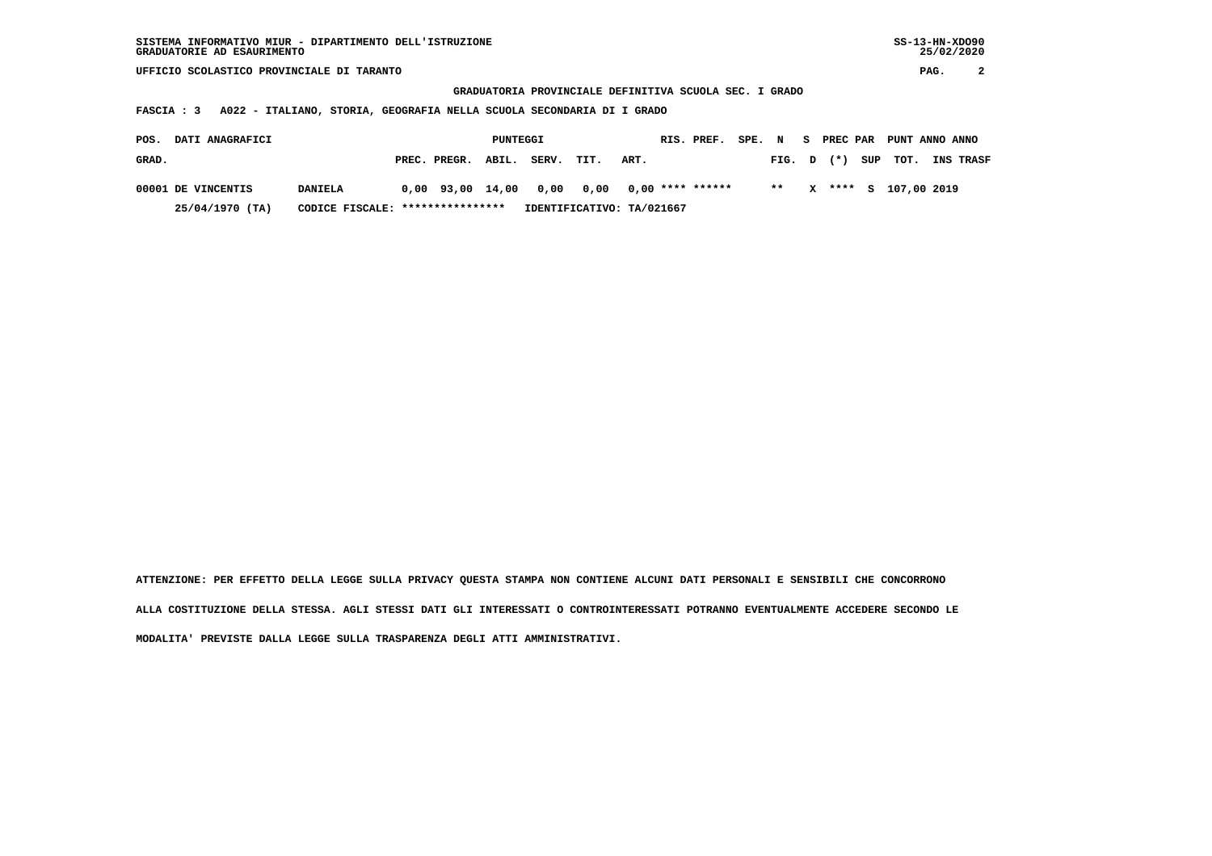SISTEMA INFORMATIVO MIUR - DIPARTIMENTO DELL'ISTRUZIONE
GRADUATORIE AD ESAURIMENTO

SS-13-HN-XDO90
25/02/2020

UFFICIO SCOLASTICO PROVINCIALE DI TARANTO

## GRADUATORIA PROVINCIALE DEFINITIVA SCUOLA SEC. I GRADO

**FASCIA : 3 A022 - ITALIANO, STORIA, GEOGRAFIA NELLA SCUOLA SECONDARIA DI I GRADO**

| POS. GRAD. | DATI ANAGRAFICI | | PUNTEGGI PREC. | PREGR. | ABIL. | SERV. | TIT. | ART. | RIS. | PREF. | SPE. FIG. | N D | S | PREC PAR (*) | SUP | PUNT TOT. | ANNO INS | ANNO TRASF |
|---|---|---|---|---|---|---|---|---|---|---|---|---|---|---|---|---|---|---|
| 00001 | DE VINCENTIS | DANIELA | 0,00 | 93,00 | 14,00 | 0,00 | 0,00 | 0,00 | **** | ****** | ** | | X | **** | S | 107,00 | 2019 | |
| | 25/04/1970 (TA) | CODICE FISCALE: **************** | IDENTIFICATIVO: TA/021667 | | | | | | | | | | | | | | | |

ATTENZIONE: PER EFFETTO DELLA LEGGE SULLA PRIVACY QUESTA STAMPA NON CONTIENE ALCUNI DATI PERSONALI E SENSIBILI CHE CONCORRONO ALLA COSTITUZIONE DELLA STESSA. AGLI STESSI DATI GLI INTERESSATI O CONTROINTERESSATI POTRANNO EVENTUALMENTE ACCEDERE SECONDO LE MODALITA' PREVISTE DALLA LEGGE SULLA TRASPARENZA DEGLI ATTI AMMINISTRATIVI.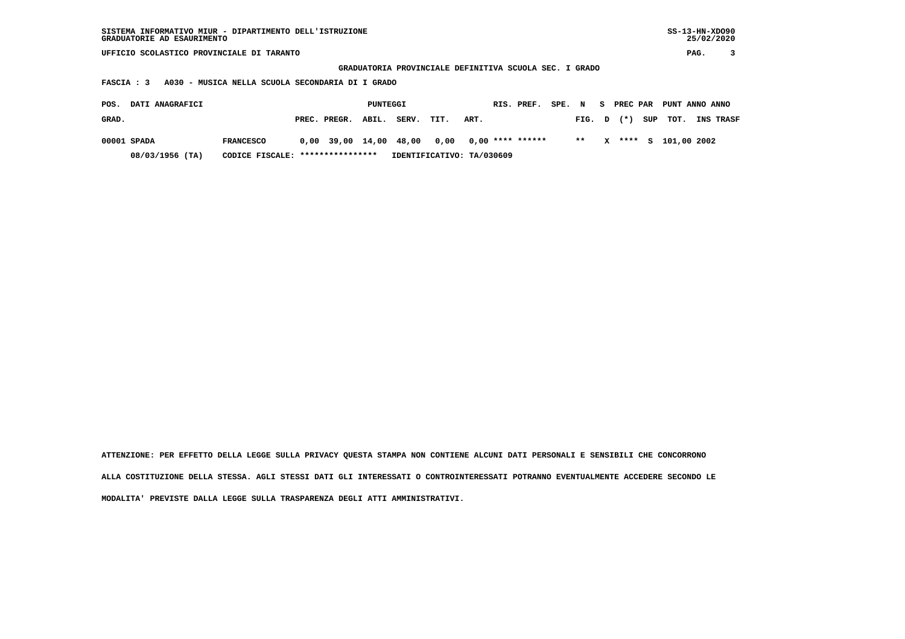SISTEMA INFORMATIVO MIUR - DIPARTIMENTO DELL'ISTRUZIONE
GRADUATORIE AD ESAURIMENTO

SS-13-HN-XDO90
25/02/2020

UFFICIO SCOLASTICO PROVINCIALE DI TARANTO

GRADUATORIA PROVINCIALE DEFINITIVA SCUOLA SEC. I GRADO

FASCIA : 3 A030 - MUSICA NELLA SCUOLA SECONDARIA DI I GRADO

| POS. GRAD. | DATI ANAGRAFICI | | PUNTEGGI PREC. | PREGR. | ABIL. | SERV. | TIT. | ART. | RIS. | PREF. | SPE. FIG. | N D | S (*) | PREC PAR SUP | PUNT TOT. | ANNO INS | ANNO TRASF |
|---|---|---|---|---|---|---|---|---|---|---|---|---|---|---|---|---|---|
| 00001 | SPADA | FRANCESCO | 0,00 | 39,00 | 14,00 | 48,00 | 0,00 | 0,00 | **** | ****** | ** | X | **** | S | 101,00 | 2002 | |
| | 08/03/1956 (TA) | CODICE FISCALE: **************** | IDENTIFICATIVO: TA/030609 | | | | | | | | | | | | | | |

ATTENZIONE: PER EFFETTO DELLA LEGGE SULLA PRIVACY QUESTA STAMPA NON CONTIENE ALCUNI DATI PERSONALI E SENSIBILI CHE CONCORRONO ALLA COSTITUZIONE DELLA STESSA. AGLI STESSI DATI GLI INTERESSATI O CONTROINTERESSATI POTRANNO EVENTUALMENTE ACCEDERE SECONDO LE MODALITA' PREVISTE DALLA LEGGE SULLA TRASPARENZA DEGLI ATTI AMMINISTRATIVI.